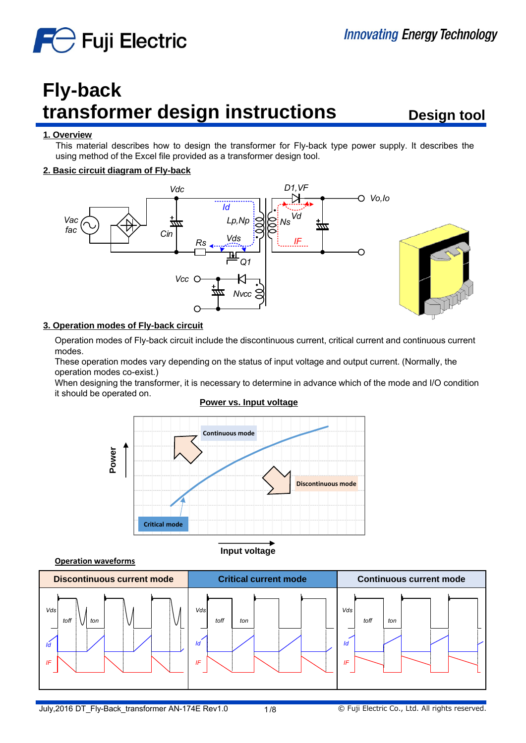# Fly-back transformer design instructions

**Design tool**

## 1. Overview

This material describes how to design the transformer for Fly-back type power supply. It describes the using method of the Excel file provided as a transformer design tool.

## 2. Basic circuit diagram of Fly-back

## 3. Operation modes of Fly-back circuit

Operation modes of Fly-back circuit include the discontinuous current, critical current and continuous current modes.

These operation modes vary depending on the status of input voltage and output current. (Normally, the operation modes co-exist.)

When designing the transformer, it is necessary to determine in advance which of the mode and I/O condition it should be operated on.

**Power vs. Input voltage**

**Operation waveforms**

| Discontinuous current mode | Critical current mode | Continuous current mode |
| --- | --- | --- |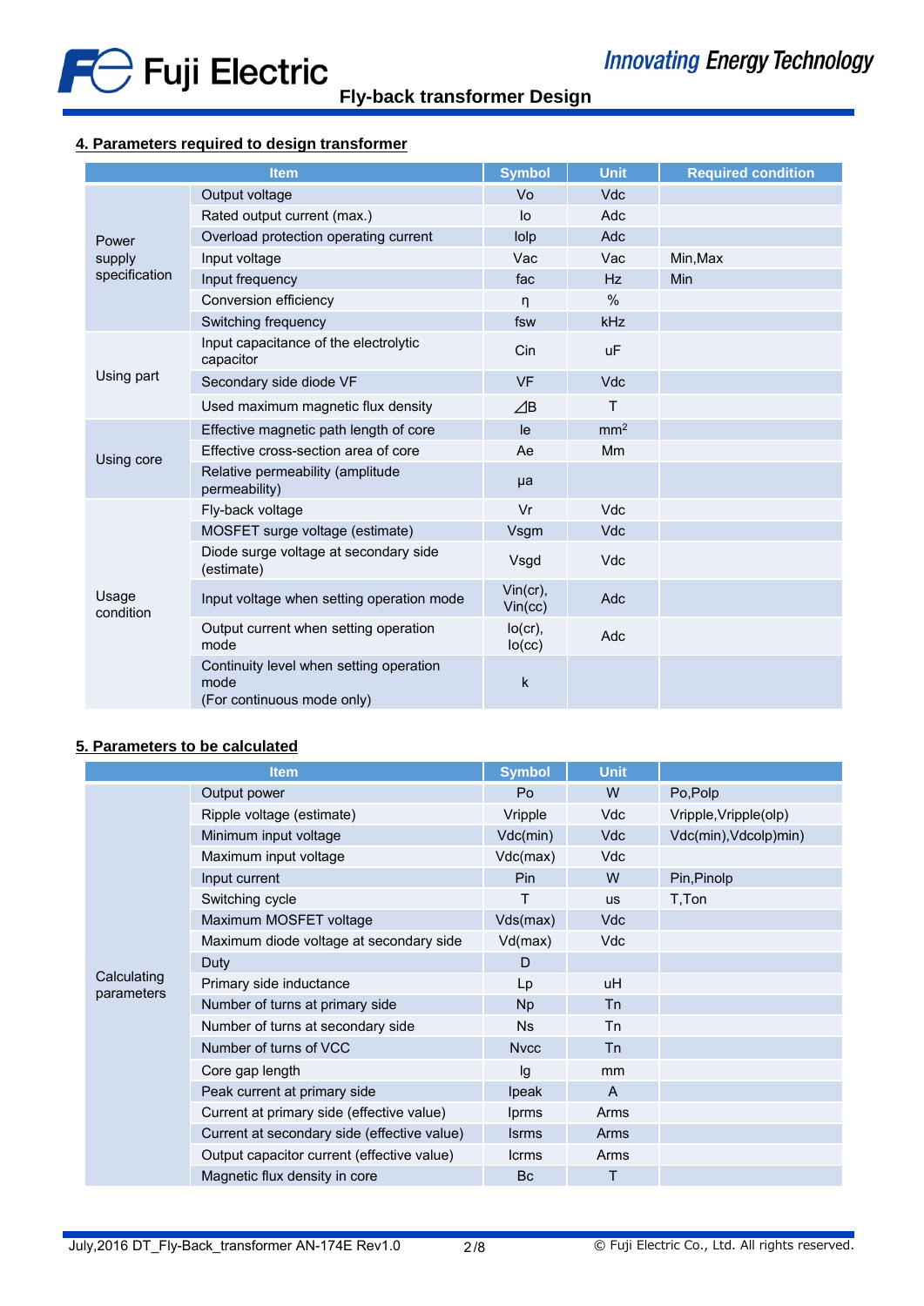## 4. Parameters required to design transformer

| Item | | Symbol | Unit | Required condition |
|---|---|---|---|---|
| Power supply specification | Output voltage | Vo | Vdc | |
| | Rated output current (max.) | Io | Adc | |
| | Overload protection operating current | Iolp | Adc | |
| | Input voltage | Vac | Vac | Min,Max |
| | Input frequency | fac | Hz | Min |
| | Conversion efficiency | η | % | |
| | Switching frequency | fsw | kHz | |
| Using part | Input capacitance of the electrolytic capacitor | Cin | uF | |
| | Secondary side diode VF | VF | Vdc | |
| | Used maximum magnetic flux density | ⊿B | T | |
| Using core | Effective magnetic path length of core | le | $mm^2$ | |
| | Effective cross-section area of core | Ae | Mm | |
| | Relative permeability (amplitude permeability) | μa | | |
| Usage condition | Fly-back voltage | Vr | Vdc | |
| | MOSFET surge voltage (estimate) | Vsgm | Vdc | |
| | Diode surge voltage at secondary side (estimate) | Vsgd | Vdc | |
| | Input voltage when setting operation mode | Vin(cr), Vin(cc) | Adc | |
| | Output current when setting operation mode | Io(cr), Io(cc) | Adc | |
| | Continuity level when setting operation mode (For continuous mode only) | k | | |

## 5. Parameters to be calculated

| Item | | Symbol | Unit | |
|---|---|---|---|---|
| Calculating parameters | Output power | Po | W | Po,Polp |
| | Ripple voltage (estimate) | Vripple | Vdc | Vripple,Vripple(olp) |
| | Minimum input voltage | Vdc(min) | Vdc | Vdc(min),Vdcolp)min) |
| | Maximum input voltage | Vdc(max) | Vdc | |
| | Input current | Pin | W | Pin,Pinolp |
| | Switching cycle | T | us | T,Ton |
| | Maximum MOSFET voltage | Vds(max) | Vdc | |
| | Maximum diode voltage at secondary side | Vd(max) | Vdc | |
| | Duty | D | | |
| | Primary side inductance | Lp | uH | |
| | Number of turns at primary side | Np | Tn | |
| | Number of turns at secondary side | Ns | Tn | |
| | Number of turns of VCC | Nvcc | Tn | |
| | Core gap length | lg | mm | |
| | Peak current at primary side | Ipeak | A | |
| | Current at primary side (effective value) | Iprms | Arms | |
| | Current at secondary side (effective value) | Isrms | Arms | |
| | Output capacitor current (effective value) | Icrms | Arms | |
| | Magnetic flux density in core | Bc | T | |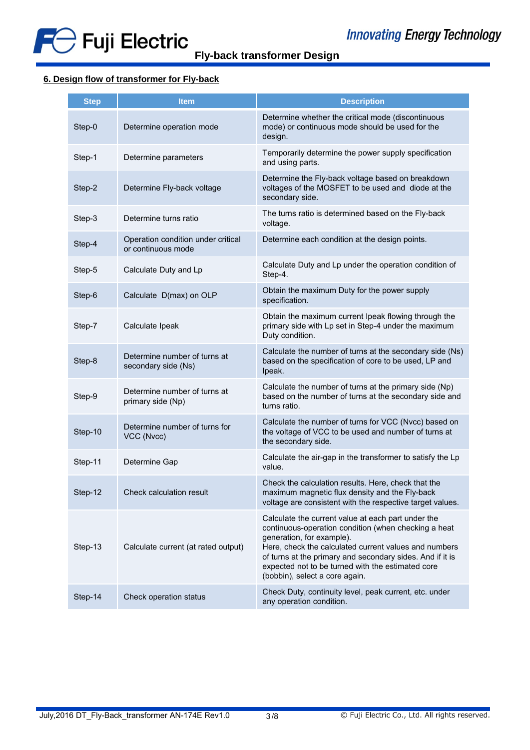## 6. Design flow of transformer for Fly-back

| Step | Item | Description |
|---|---|---|
| Step-0 | Determine operation mode | Determine whether the critical mode (discontinuous mode) or continuous mode should be used for the design. |
| Step-1 | Determine parameters | Temporarily determine the power supply specification and using parts. |
| Step-2 | Determine Fly-back voltage | Determine the Fly-back voltage based on breakdown voltages of the MOSFET to be used and diode at the secondary side. |
| Step-3 | Determine turns ratio | The turns ratio is determined based on the Fly-back voltage. |
| Step-4 | Operation condition under critical or continuous mode | Determine each condition at the design points. |
| Step-5 | Calculate Duty and Lp | Calculate Duty and Lp under the operation condition of Step-4. |
| Step-6 | Calculate D(max) on OLP | Obtain the maximum Duty for the power supply specification. |
| Step-7 | Calculate Ipeak | Obtain the maximum current Ipeak flowing through the primary side with Lp set in Step-4 under the maximum Duty condition. |
| Step-8 | Determine number of turns at secondary side (Ns) | Calculate the number of turns at the secondary side (Ns) based on the specification of core to be used, LP and Ipeak. |
| Step-9 | Determine number of turns at primary side (Np) | Calculate the number of turns at the primary side (Np) based on the number of turns at the secondary side and turns ratio. |
| Step-10 | Determine number of turns for VCC (Nvcc) | Calculate the number of turns for VCC (Nvcc) based on the voltage of VCC to be used and number of turns at the secondary side. |
| Step-11 | Determine Gap | Calculate the air-gap in the transformer to satisfy the Lp value. |
| Step-12 | Check calculation result | Check the calculation results. Here, check that the maximum magnetic flux density and the Fly-back voltage are consistent with the respective target values. |
| Step-13 | Calculate current (at rated output) | Calculate the current value at each part under the continuous-operation condition (when checking a heat generation, for example).<br>Here, check the calculated current values and numbers of turns at the primary and secondary sides. And if it is expected not to be turned with the estimated core (bobbin), select a core again. |
| Step-14 | Check operation status | Check Duty, continuity level, peak current, etc. under any operation condition. |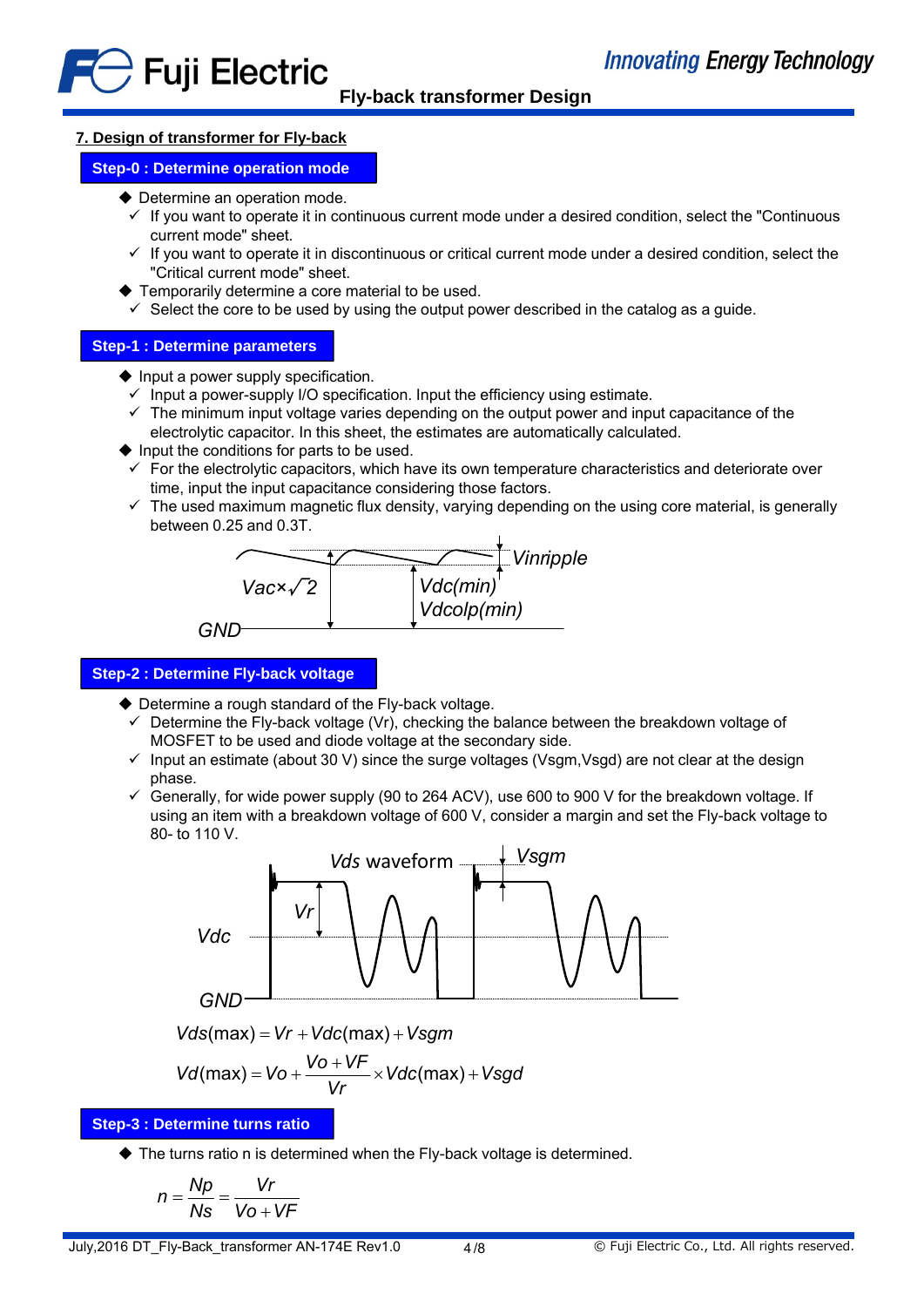## 7. Design of transformer for Fly-back

### Step-0 : Determine operation mode

- ◆ Determine an operation mode.
  - ✓ If you want to operate it in continuous current mode under a desired condition, select the "Continuous current mode" sheet.
  - ✓ If you want to operate it in discontinuous or critical current mode under a desired condition, select the "Critical current mode" sheet.
- ◆ Temporarily determine a core material to be used.
  - ✓ Select the core to be used by using the output power described in the catalog as a guide.

### Step-1 : Determine parameters

- ◆ Input a power supply specification.
  - ✓ Input a power-supply I/O specification. Input the efficiency using estimate.
  - ✓ The minimum input voltage varies depending on the output power and input capacitance of the electrolytic capacitor. In this sheet, the estimates are automatically calculated.
- ◆ Input the conditions for parts to be used.
  - ✓ For the electrolytic capacitors, which have its own temperature characteristics and deteriorate over time, input the capacitance considering those factors.
  - ✓ The used maximum magnetic flux density, varying depending on the using core material, is generally between 0.25 and 0.3T.

Vinripple

$Vac\times\sqrt{2}$

Vdc(min)

Vdcolp(min)

GND

### Step-2 : Determine Fly-back voltage

- ◆ Determine a rough standard of the Fly-back voltage.
  - ✓ Determine the Fly-back voltage (Vr), checking the balance between the breakdown voltage of MOSFET to be used and diode voltage at the secondary side.
  - ✓ Input an estimate (about 30 V) since the surge voltages (Vsgm,Vsgd) are not clear at the design phase.
  - ✓ Generally, for wide power supply (90 to 264 ACV), use 600 to 900 V for the breakdown voltage. If using an item with a breakdown voltage of 600 V, consider a margin and set the Fly-back voltage to 80- to 110 V.

Vds waveform

Vsgm

Vr

Vdc

GND

$$Vds(\max) = Vr + Vdc(\max) + Vsgm$$

$$Vd(\max) = Vo + \frac{Vo + VF}{Vr} \times Vdc(\max) + Vsgd$$

### Step-3 : Determine turns ratio

- ◆ The turns ratio n is determined when the Fly-back voltage is determined.

$$n = \frac{Np}{Ns} = \frac{Vr}{Vo + VF}$$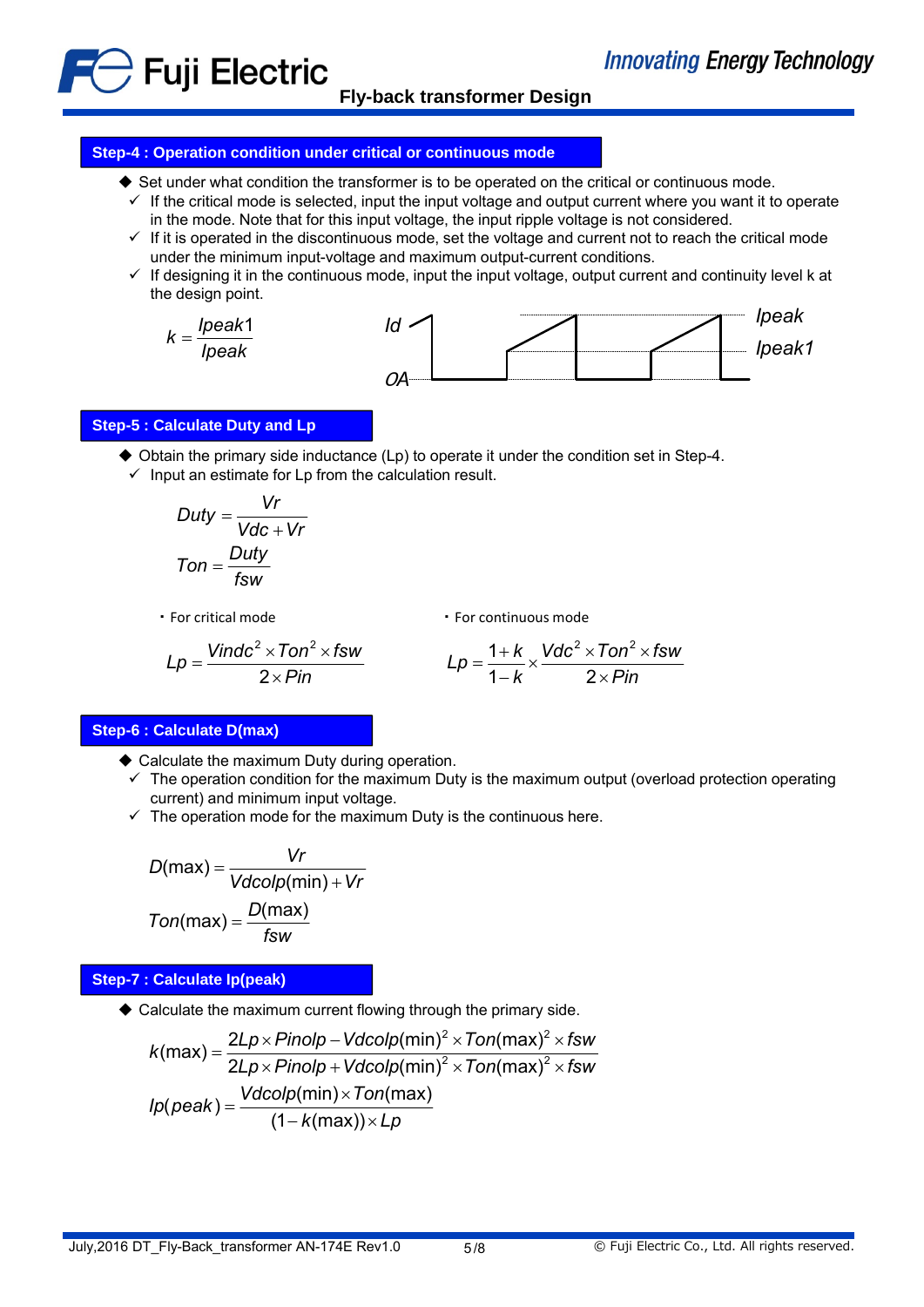## Step-4 : Operation condition under critical or continuous mode

- Set under what condition the transformer is to be operated on the critical or continuous mode.
  - ✓ If the critical mode is selected, input the input voltage and output current where you want it to operate in the mode. Note that for this input voltage, the input ripple voltage is not considered.
  - ✓ If it is operated in the discontinuous mode, set the voltage and current not to reach the critical mode under the minimum input-voltage and maximum output-current conditions.
  - ✓ If designing it in the continuous mode, input the input voltage, output current and continuity level k at the design point.

$$k = \frac{Ipeak1}{Ipeak}$$

Id, Ipeak, Ipeak1, 0A

## Step-5 : Calculate Duty and Lp

- Obtain the primary side inductance (Lp) to operate it under the condition set in Step-4.
  - ✓ Input an estimate for Lp from the calculation result.

$$Duty = \frac{Vr}{Vdc + Vr}$$

$$Ton = \frac{Duty}{fsw}$$

・For critical mode

$$Lp = \frac{Vindc^2 \times Ton^2 \times fsw}{2 \times Pin}$$

・For continuous mode

$$Lp = \frac{1+k}{1-k} \times \frac{Vdc^2 \times Ton^2 \times fsw}{2 \times Pin}$$

## Step-6 : Calculate D(max)

- Calculate the maximum Duty during operation.
  - ✓ The operation condition for the maximum Duty is the maximum output (overload protection operating current) and minimum input voltage.
  - ✓ The operation mode for the maximum Duty is the continuous here.

$$D(\max) = \frac{Vr}{Vdcolp(\min) + Vr}$$

$$Ton(\max) = \frac{D(\max)}{fsw}$$

## Step-7 : Calculate Ip(peak)

- Calculate the maximum current flowing through the primary side.

$$k(\max) = \frac{2Lp \times Pinolp - Vdcolp(\min)^2 \times Ton(\max)^2 \times fsw}{2Lp \times Pinolp + Vdcolp(\min)^2 \times Ton(\max)^2 \times fsw}$$

$$Ip(peak) = \frac{Vdcolp(\min) \times Ton(\max)}{(1 - k(\max)) \times Lp}$$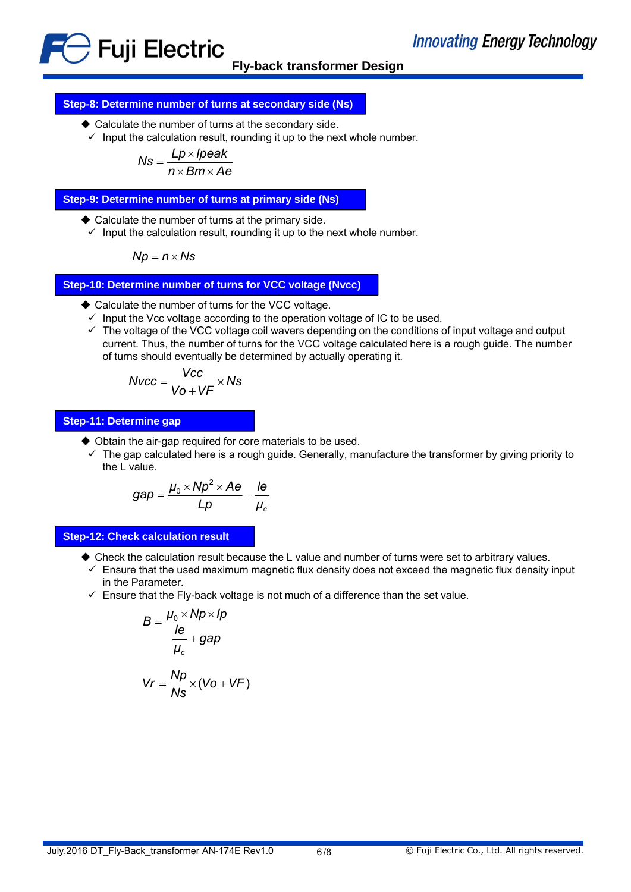## Step-8: Determine number of turns at secondary side (Ns)

- ◆ Calculate the number of turns at the secondary side.
  - ✓ Input the calculation result, rounding it up to the next whole number.

$$Ns = \frac{Lp \times Ipeak}{n \times Bm \times Ae}$$

## Step-9: Determine number of turns at primary side (Ns)

- ◆ Calculate the number of turns at the primary side.
  - ✓ Input the calculation result, rounding it up to the next whole number.

$$Np = n \times Ns$$

## Step-10: Determine number of turns for VCC voltage (Nvcc)

- ◆ Calculate the number of turns for the VCC voltage.
  - ✓ Input the Vcc voltage according to the operation voltage of IC to be used.
  - ✓ The voltage of the VCC voltage coil wavers depending on the conditions of input voltage and output current. Thus, the number of turns for the VCC voltage calculated here is a rough guide. The number of turns should eventually be determined by actually operating it.

$$Nvcc = \frac{Vcc}{Vo + VF} \times Ns$$

## Step-11: Determine gap

- ◆ Obtain the air-gap required for core materials to be used.
  - ✓ The gap calculated here is a rough guide. Generally, manufacture the transformer by giving priority to the L value.

$$gap = \frac{\mu_0 \times Np^2 \times Ae}{Lp} - \frac{le}{\mu_c}$$

## Step-12: Check calculation result

- ◆ Check the calculation result because the L value and number of turns were set to arbitrary values.
  - ✓ Ensure that the used maximum magnetic flux density does not exceed the magnetic flux density input in the Parameter.
  - ✓ Ensure that the Fly-back voltage is not much of a difference than the set value.

$$B = \frac{\mu_0 \times Np \times Ip}{\frac{le}{\mu_c} + gap}$$

$$Vr = \frac{Np}{Ns} \times (Vo + VF)$$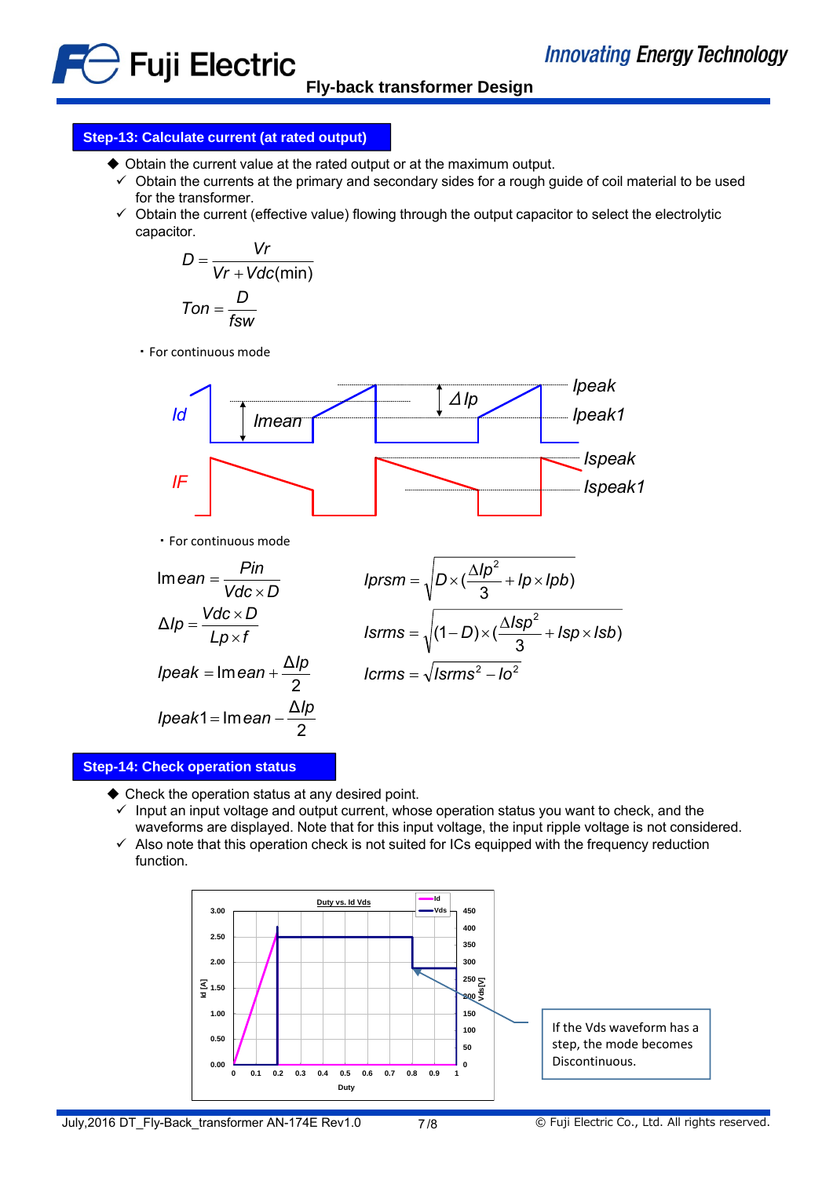## Step-13: Calculate current (at rated output)

- Obtain the current value at the rated output or at the maximum output.
  - ✓ Obtain the currents at the primary and secondary sides for a rough guide of coil material to be used for the transformer.
  - ✓ Obtain the current (effective value) flowing through the output capacitor to select the electrolytic capacitor.

$$D = \frac{Vr}{Vr + Vdc(\min)}$$

$$Ton = \frac{D}{fsw}$$

・For continuous mode

Id — Imean — ΔIp — Ipeak — Ipeak1

IF — Ispeak — Ispeak1

・For continuous mode

$$Imean = \frac{Pin}{Vdc \times D}$$

$$\Delta Ip = \frac{Vdc \times D}{Lp \times f}$$

$$Ipeak = Imean + \frac{\Delta Ip}{2}$$

$$Ipeak1 = Imean - \frac{\Delta Ip}{2}$$

$$Iprsm = \sqrt{D \times (\frac{\Delta Ip^2}{3} + Ip \times Ipb)}$$

$$Isrms = \sqrt{(1-D) \times (\frac{\Delta Isp^2}{3} + Isp \times Isb)}$$

$$Icrms = \sqrt{Isrms^2 - Io^2}$$

## Step-14: Check operation status

- Check the operation status at any desired point.
  - ✓ Input an input voltage and output current, whose operation status you want to check, and the waveforms are displayed. Note that for this input voltage, the input ripple voltage is not considered.
  - ✓ Also note that this operation check is not suited for ICs equipped with the frequency reduction function.

Duty vs. Id Vds

If the Vds waveform has a step, the mode becomes Discontinuous.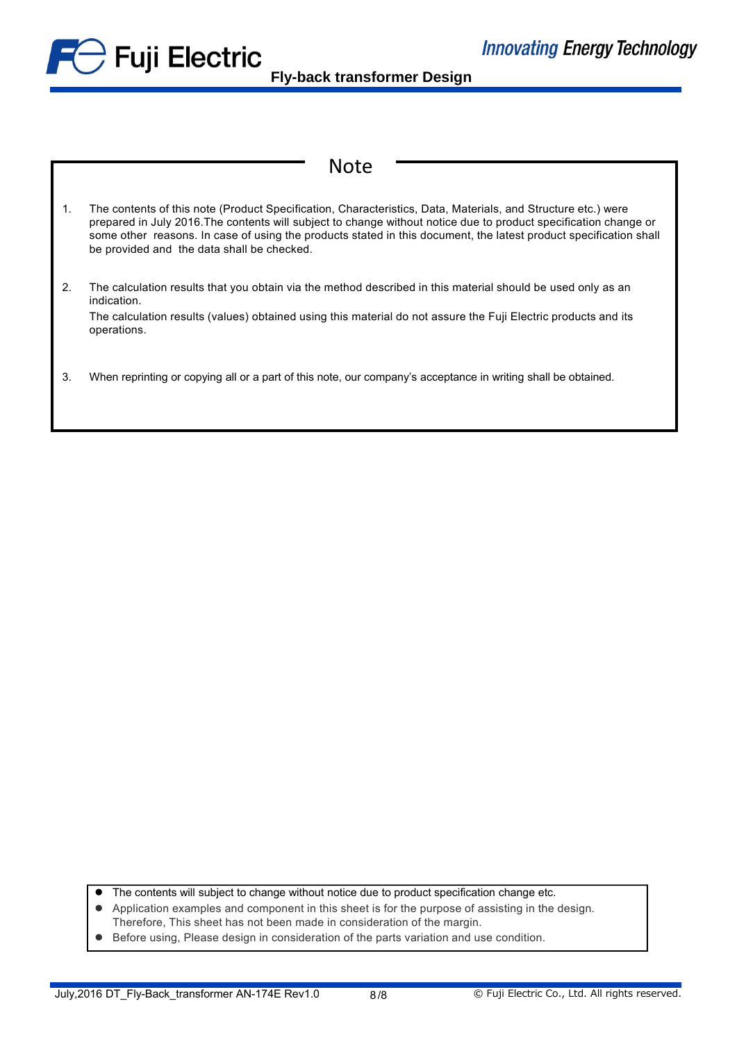## Note

1. The contents of this note (Product Specification, Characteristics, Data, Materials, and Structure etc.) were prepared in July 2016.The contents will subject to change without notice due to product specification change or some other reasons. In case of using the products stated in this document, the latest product specification shall be provided and the data shall be checked.

2. The calculation results that you obtain via the method described in this material should be used only as an indication.
   The calculation results (values) obtained using this material do not assure the Fuji Electric products and its operations.

3. When reprinting or copying all or a part of this note, our company's acceptance in writing shall be obtained.

- The contents will subject to change without notice due to product specification change etc.
- Application examples and component in this sheet is for the purpose of assisting in the design. Therefore, This sheet has not been made in consideration of the margin.
- Before using, Please design in consideration of the parts variation and use condition.